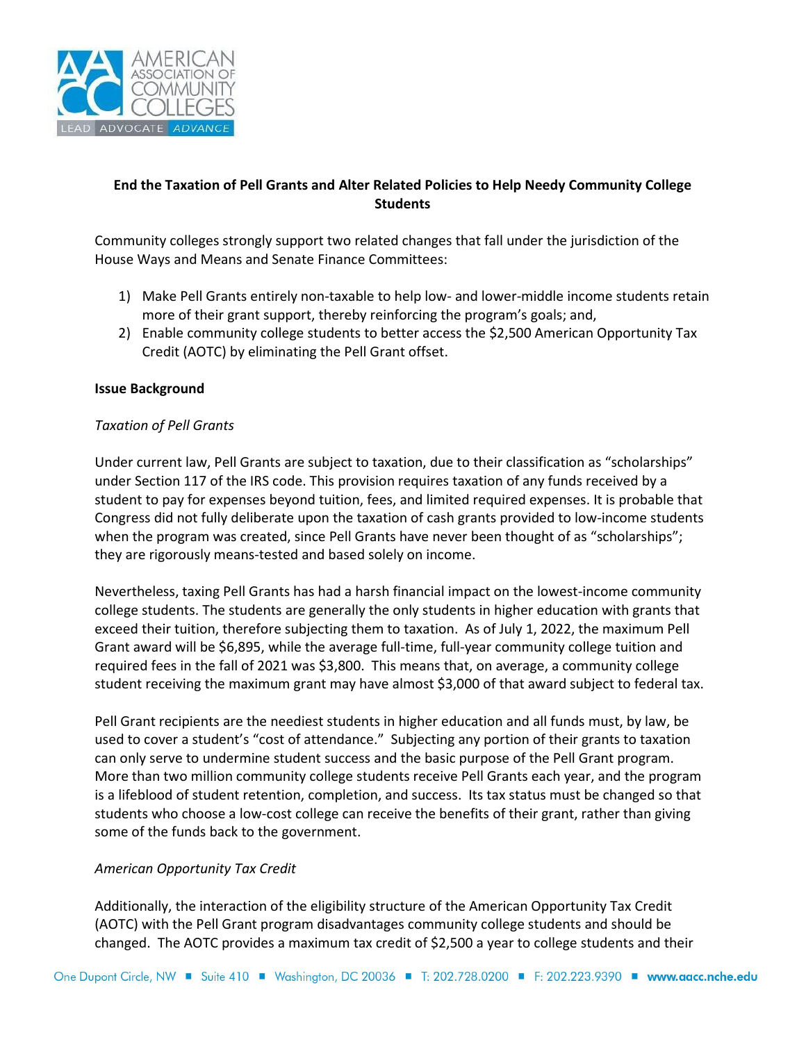**End the Taxation of Pell Grants and Alter Related Policies to Help Needy Community College Students**

Community colleges strongly support two related changes that fall under the jurisdiction of the House Ways and Means and Senate Finance Committees:

1) Make Pell Grants entirely non-taxable to help low- and lower-middle income students retain more of their grant support, thereby reinforcing the program's goals; and,
2) Enable community college students to better access the $2,500 American Opportunity Tax Credit (AOTC) by eliminating the Pell Grant offset.

**Issue Background**

*Taxation of Pell Grants*

Under current law, Pell Grants are subject to taxation, due to their classification as "scholarships" under Section 117 of the IRS code. This provision requires taxation of any funds received by a student to pay for expenses beyond tuition, fees, and limited required expenses. It is probable that Congress did not fully deliberate upon the taxation of cash grants provided to low-income students when the program was created, since Pell Grants have never been thought of as "scholarships"; they are rigorously means-tested and based solely on income.

Nevertheless, taxing Pell Grants has had a harsh financial impact on the lowest-income community college students. The students are generally the only students in higher education with grants that exceed their tuition, therefore subjecting them to taxation. As of July 1, 2022, the maximum Pell Grant award will be $6,895, while the average full-time, full-year community college tuition and required fees in the fall of 2021 was $3,800. This means that, on average, a community college student receiving the maximum grant may have almost $3,000 of that award subject to federal tax.

Pell Grant recipients are the neediest students in higher education and all funds must, by law, be used to cover a student's "cost of attendance." Subjecting any portion of their grants to taxation can only serve to undermine student success and the basic purpose of the Pell Grant program. More than two million community college students receive Pell Grants each year, and the program is a lifeblood of student retention, completion, and success. Its tax status must be changed so that students who choose a low-cost college can receive the benefits of their grant, rather than giving some of the funds back to the government.

*American Opportunity Tax Credit*

Additionally, the interaction of the eligibility structure of the American Opportunity Tax Credit (AOTC) with the Pell Grant program disadvantages community college students and should be changed. The AOTC provides a maximum tax credit of $2,500 a year to college students and their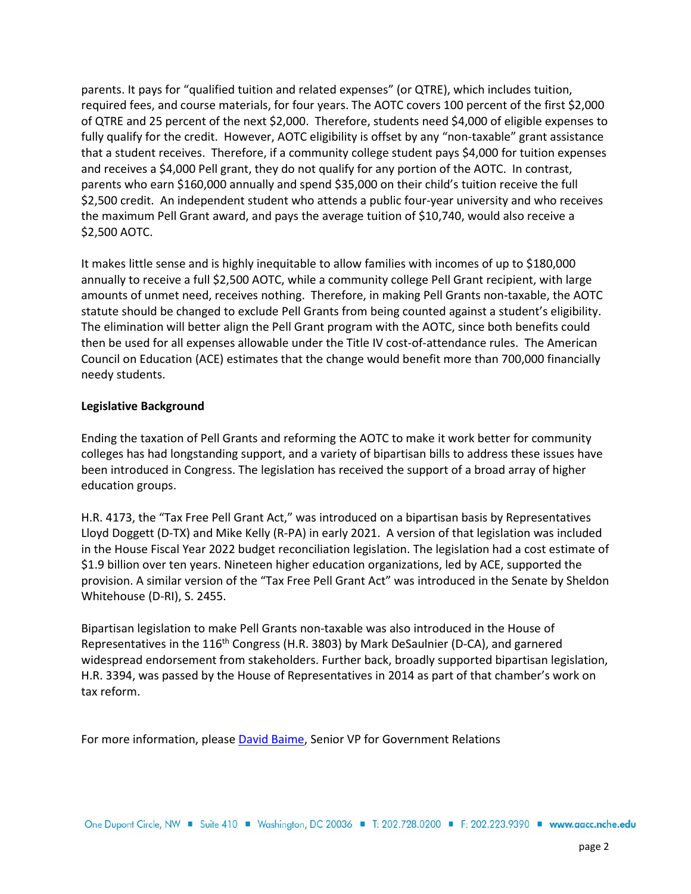parents. It pays for "qualified tuition and related expenses" (or QTRE), which includes tuition, required fees, and course materials, for four years. The AOTC covers 100 percent of the first $2,000 of QTRE and 25 percent of the next $2,000. Therefore, students need $4,000 of eligible expenses to fully qualify for the credit. However, AOTC eligibility is offset by any "non-taxable" grant assistance that a student receives. Therefore, if a community college student pays $4,000 for tuition expenses and receives a $4,000 Pell grant, they do not qualify for any portion of the AOTC. In contrast, parents who earn $160,000 annually and spend $35,000 on their child's tuition receive the full $2,500 credit. An independent student who attends a public four-year university and who receives the maximum Pell Grant award, and pays the average tuition of $10,740, would also receive a $2,500 AOTC.

It makes little sense and is highly inequitable to allow families with incomes of up to $180,000 annually to receive a full $2,500 AOTC, while a community college Pell Grant recipient, with large amounts of unmet need, receives nothing. Therefore, in making Pell Grants non-taxable, the AOTC statute should be changed to exclude Pell Grants from being counted against a student's eligibility. The elimination will better align the Pell Grant program with the AOTC, since both benefits could then be used for all expenses allowable under the Title IV cost-of-attendance rules. The American Council on Education (ACE) estimates that the change would benefit more than 700,000 financially needy students.

**Legislative Background**

Ending the taxation of Pell Grants and reforming the AOTC to make it work better for community colleges has had longstanding support, and a variety of bipartisan bills to address these issues have been introduced in Congress. The legislation has received the support of a broad array of higher education groups.

H.R. 4173, the "Tax Free Pell Grant Act," was introduced on a bipartisan basis by Representatives Lloyd Doggett (D-TX) and Mike Kelly (R-PA) in early 2021. A version of that legislation was included in the House Fiscal Year 2022 budget reconciliation legislation. The legislation had a cost estimate of $1.9 billion over ten years. Nineteen higher education organizations, led by ACE, supported the provision. A similar version of the "Tax Free Pell Grant Act" was introduced in the Senate by Sheldon Whitehouse (D-RI), S. 2455.

Bipartisan legislation to make Pell Grants non-taxable was also introduced in the House of Representatives in the 116th Congress (H.R. 3803) by Mark DeSaulnier (D-CA), and garnered widespread endorsement from stakeholders. Further back, broadly supported bipartisan legislation, H.R. 3394, was passed by the House of Representatives in 2014 as part of that chamber's work on tax reform.

For more information, please [David Baime](), Senior VP for Government Relations

One Dupont Circle, NW ■ Suite 410 ■ Washington, DC 20036 ■ T: 202.728.0200 ■ F: 202.223.9390 ■ www.aacc.nche.edu